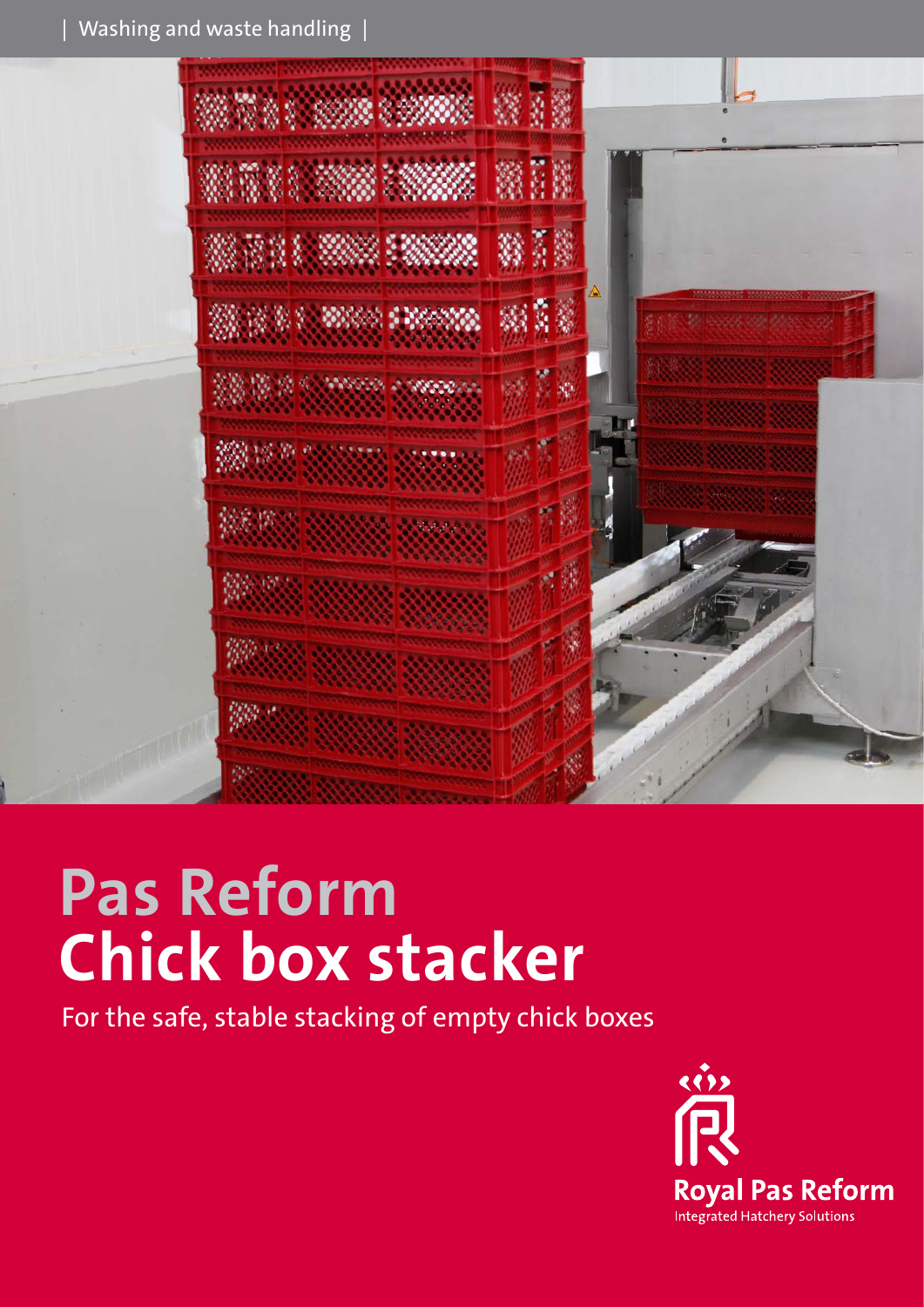| Washing and waste handling |

# Pas Reform
# Chick box stacker

For the safe, stable stacking of empty chick boxes

Royal Pas Reform
Integrated Hatchery Solutions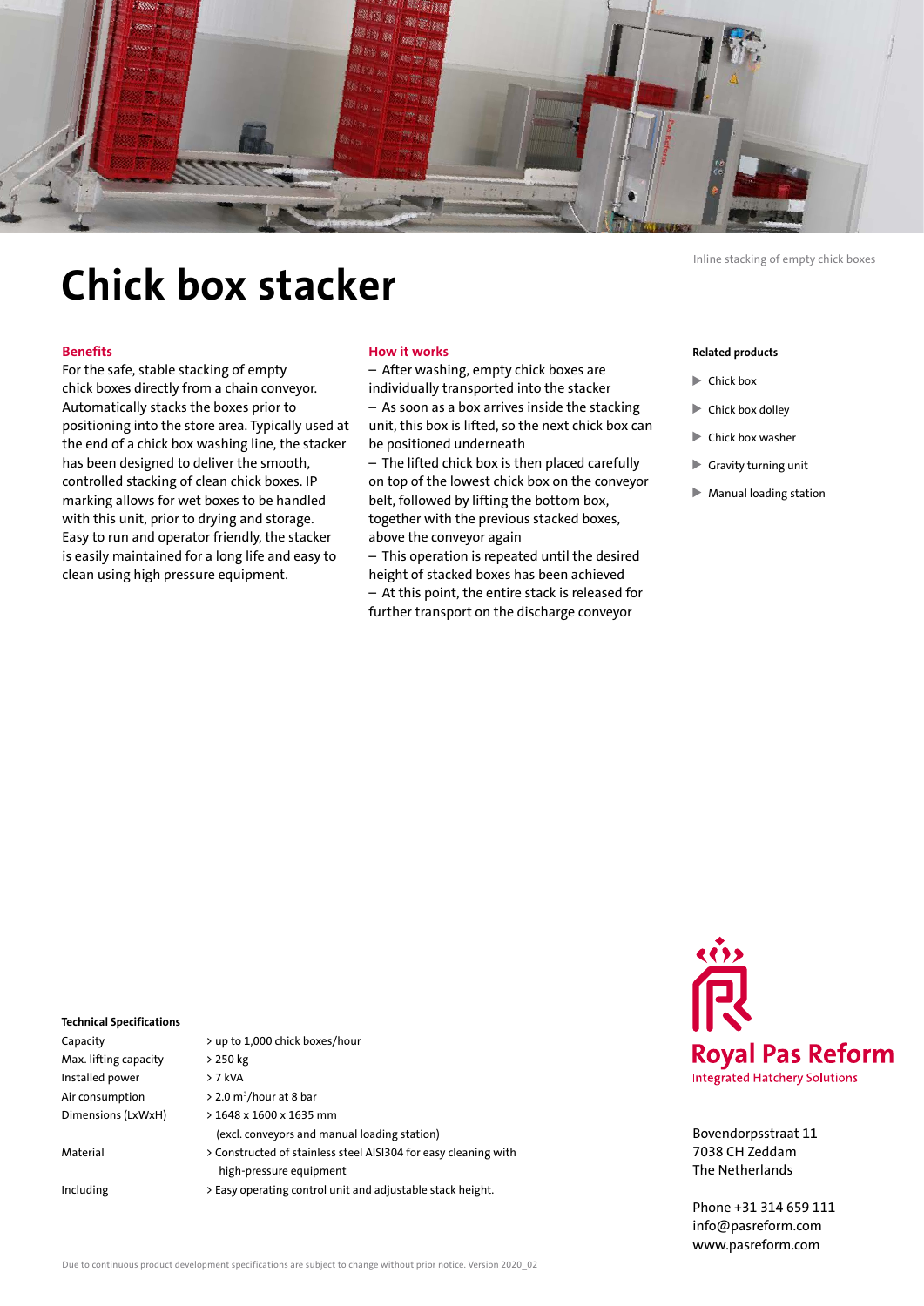# Chick box stacker

Inline stacking of empty chick boxes

## Benefits

For the safe, stable stacking of empty chick boxes directly from a chain conveyor. Automatically stacks the boxes prior to positioning into the store area. Typically used at the end of a chick box washing line, the stacker has been designed to deliver the smooth, controlled stacking of clean chick boxes. IP marking allows for wet boxes to be handled with this unit, prior to drying and storage. Easy to run and operator friendly, the stacker is easily maintained for a long life and easy to clean using high pressure equipment.

## How it works

– After washing, empty chick boxes are individually transported into the stacker
– As soon as a box arrives inside the stacking unit, this box is lifted, so the next chick box can be positioned underneath
– The lifted chick box is then placed carefully on top of the lowest chick box on the conveyor belt, followed by lifting the bottom box, together with the previous stacked boxes, above the conveyor again
– This operation is repeated until the desired height of stacked boxes has been achieved
– At this point, the entire stack is released for further transport on the discharge conveyor

**Related products**

- Chick box
- Chick box dolley
- Chick box washer
- Gravity turning unit
- Manual loading station

**Technical Specifications**

| | |
|---|---|
| Capacity | > up to 1,000 chick boxes/hour |
| Max. lifting capacity | > 250 kg |
| Installed power | > 7 kVA |
| Air consumption | > 2.0 $m^3$/hour at 8 bar |
| Dimensions (LxWxH) | > 1648 x 1600 x 1635 mm (excl. conveyors and manual loading station) |
| Material | > Constructed of stainless steel AISI304 for easy cleaning with high-pressure equipment |
| Including | > Easy operating control unit and adjustable stack height. |

**Royal Pas Reform**
Integrated Hatchery Solutions

Bovendorpsstraat 11
7038 CH Zeddam
The Netherlands

Phone +31 314 659 111
info@pasreform.com
www.pasreform.com

Due to continuous product development specifications are subject to change without prior notice. Version 2020_02